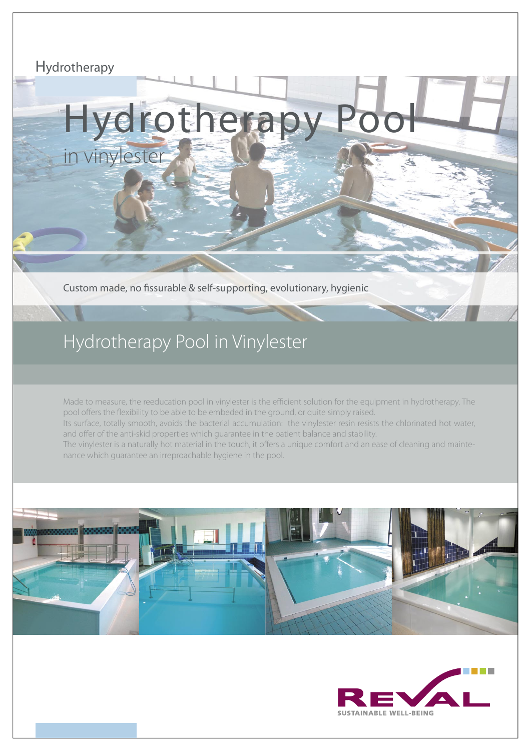Hydrotherapy

# Hydrotherapy Pool

in vinylester

Custom made, no fissurable & self-supporting, evolutionary, hygienic

## Hydrotherapy Pool in Vinylester

Made to measure, the reeducation pool in vinylester is the efficient solution for the equipment in hydrotherapy. The pool offers the flexibility to be able to be embeded in the ground, or quite simply raised.
Its surface, totally smooth, avoids the bacterial accumulation: the vinylester resin resists the chlorinated hot water, and offer of the anti-skid properties which guarantee in the patient balance and stability.
The vinylester is a naturally hot material in the touch, it offers a unique comfort and an ease of cleaning and maintenance which guarantee an irreproachable hygiene in the pool.

REVAL
SUSTAINABLE WELL-BEING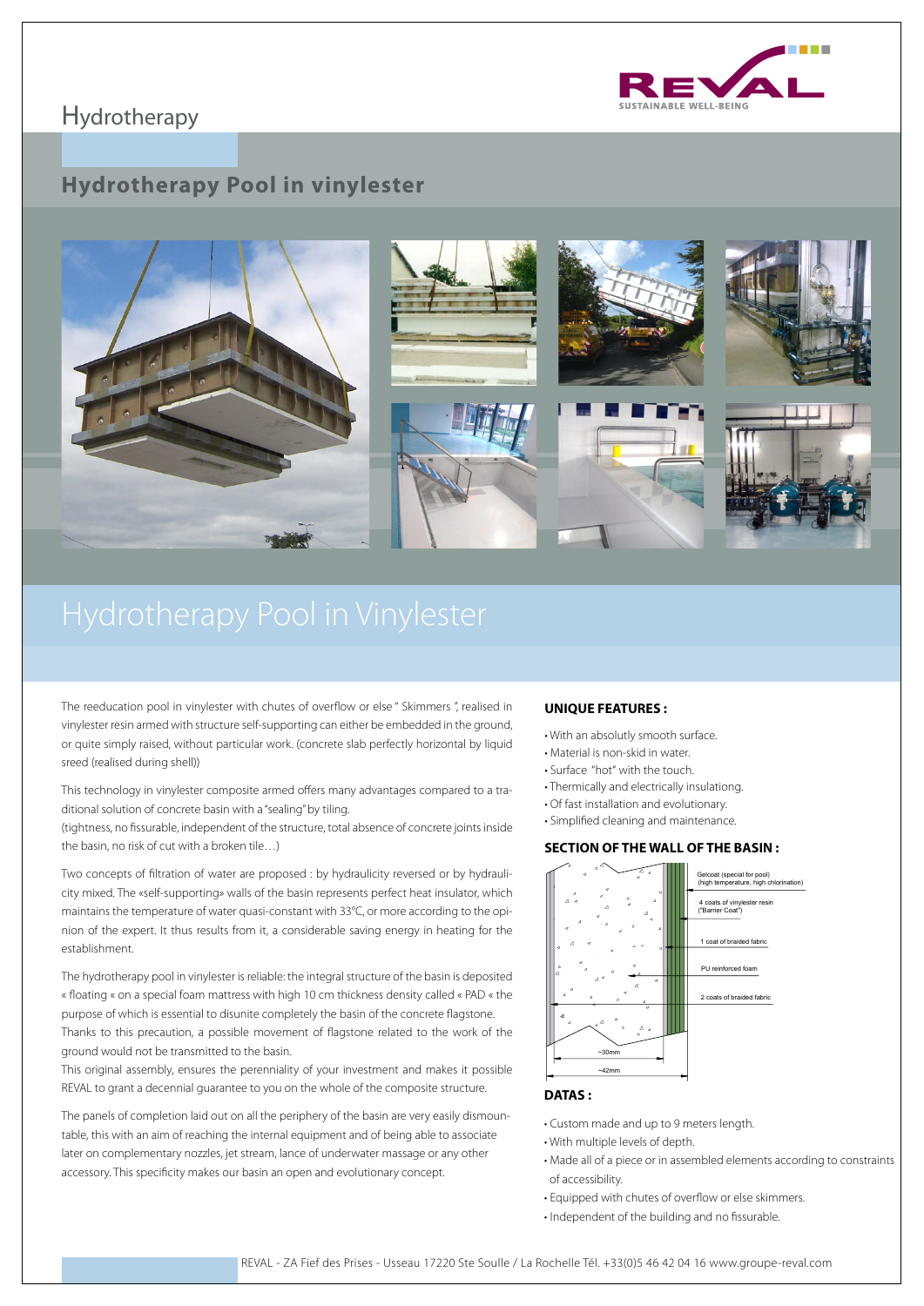## Hydrotherapy

## Hydrotherapy Pool in vinylester

# Hydrotherapy Pool in Vinylester

The reeducation pool in vinylester with chutes of overflow or else " Skimmers ", realised in vinylester resin armed with structure self-supporting can either be embedded in the ground, or quite simply raised, without particular work. (concrete slab perfectly horizontal by liquid sreed (realised during shell))

This technology in vinylester composite armed offers many advantages compared to a traditional solution of concrete basin with a "sealing" by tiling.
(tightness, no fissurable, independent of the structure, total absence of concrete joints inside the basin, no risk of cut with a broken tile…)

Two concepts of filtration of water are proposed : by hydraulicity reversed or by hydraulicity mixed. The «self-supporting» walls of the basin represents perfect heat insulator, which maintains the temperature of water quasi-constant with 33°C, or more according to the opinion of the expert. It thus results from it, a considerable saving energy in heating for the establishment.

The hydrotherapy pool in vinylester is reliable: the integral structure of the basin is deposited « floating « on a special foam mattress with high 10 cm thickness density called « PAD « the purpose of which is essential to disunite completely the basin of the concrete flagstone.
Thanks to this precaution, a possible movement of flagstone related to the work of the ground would not be transmitted to the basin.
This original assembly, ensures the perenniality of your investment and makes it possible REVAL to grant a decennial guarantee to you on the whole of the composite structure.

The panels of completion laid out on all the periphery of the basin are very easily dismountable, this with an aim of reaching the internal equipment and of being able to associate later on complementary nozzles, jet stream, lance of underwater massage or any other accessory. This specificity makes our basin an open and evolutionary concept.

### UNIQUE FEATURES :

- With an absolutly smooth surface.
- Material is non-skid in water.
- Surface "hot" with the touch.
- Thermically and electrically insulationg.
- Of fast installation and evolutionary.
- Simplified cleaning and maintenance.

### SECTION OF THE WALL OF THE BASIN :

Gelcoat (special for pool) (high temperature, high chlorination)
4 coats of vinylester resin ("Barrier Coat")
1 coat of braided fabric
PU reinforced foam
2 coats of braided fabric
~30mm
~42mm

### DATAS :

- Custom made and up to 9 meters length.
- With multiple levels of depth.
- Made all of a piece or in assembled elements according to constraints of accessibility.
- Equipped with chutes of overflow or else skimmers.
- Independent of the building and no fissurable.

REVAL - ZA Fief des Prises - Usseau 17220 Ste Soulle / La Rochelle Tél. +33(0)5 46 42 04 16 www.groupe-reval.com